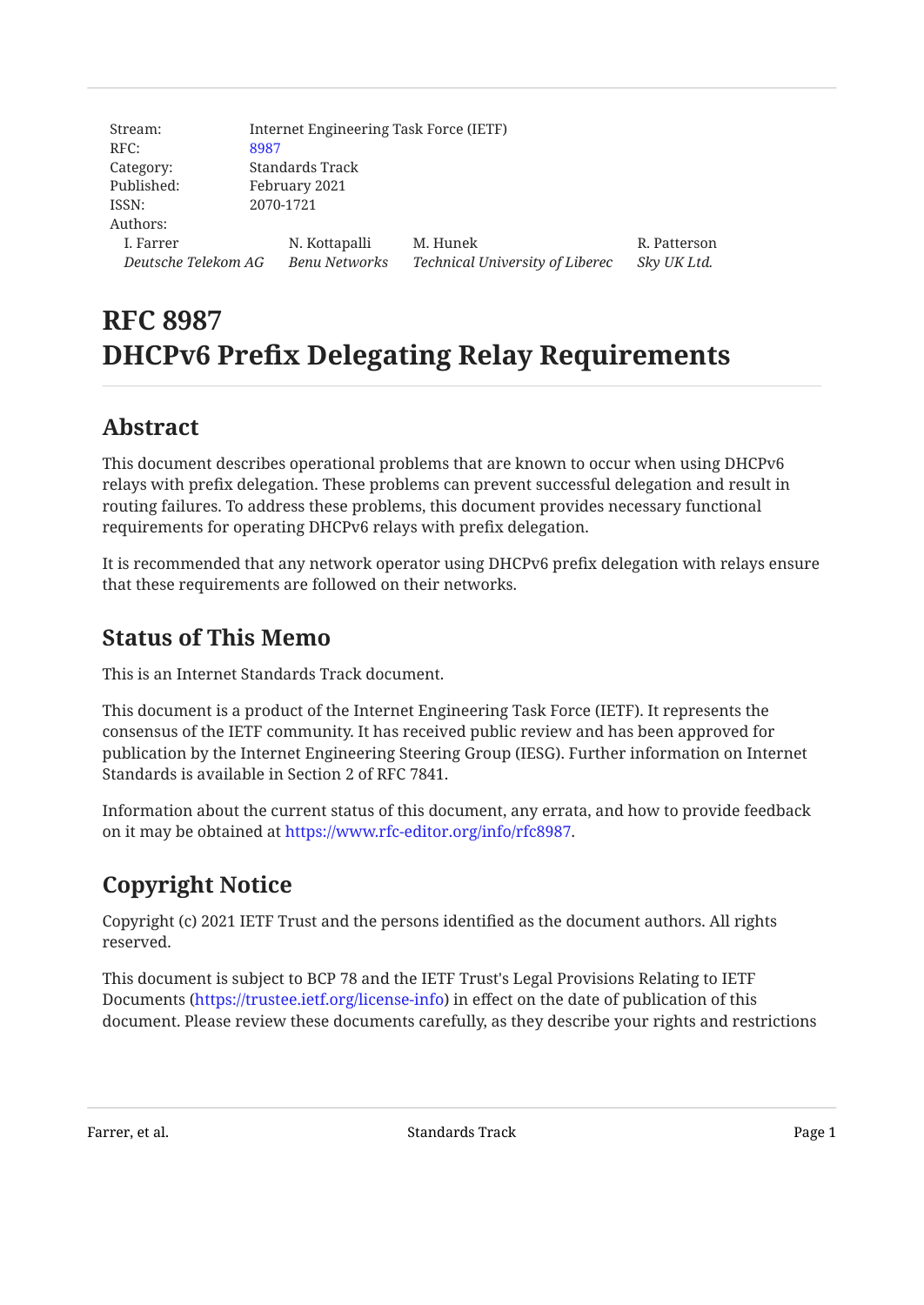Stream: Internet Engineering Task Force (IETF)
RFC: 8987
Category: Standards Track
Published: February 2021
ISSN: 2070-1721
Authors:

| I. Farrer | N. Kottapalli | M. Hunek | R. Patterson |
|---|---|---|---|
| *Deutsche Telekom AG* | *Benu Networks* | *Technical University of Liberec* | *Sky UK Ltd.* |

# RFC 8987
# DHCPv6 Prefix Delegating Relay Requirements

## Abstract

This document describes operational problems that are known to occur when using DHCPv6 relays with prefix delegation. These problems can prevent successful delegation and result in routing failures. To address these problems, this document provides necessary functional requirements for operating DHCPv6 relays with prefix delegation.

It is recommended that any network operator using DHCPv6 prefix delegation with relays ensure that these requirements are followed on their networks.

## Status of This Memo

This is an Internet Standards Track document.

This document is a product of the Internet Engineering Task Force (IETF). It represents the consensus of the IETF community. It has received public review and has been approved for publication by the Internet Engineering Steering Group (IESG). Further information on Internet Standards is available in Section 2 of RFC 7841.

Information about the current status of this document, any errata, and how to provide feedback on it may be obtained at https://www.rfc-editor.org/info/rfc8987.

## Copyright Notice

Copyright (c) 2021 IETF Trust and the persons identified as the document authors. All rights reserved.

This document is subject to BCP 78 and the IETF Trust's Legal Provisions Relating to IETF Documents (https://trustee.ietf.org/license-info) in effect on the date of publication of this document. Please review these documents carefully, as they describe your rights and restrictions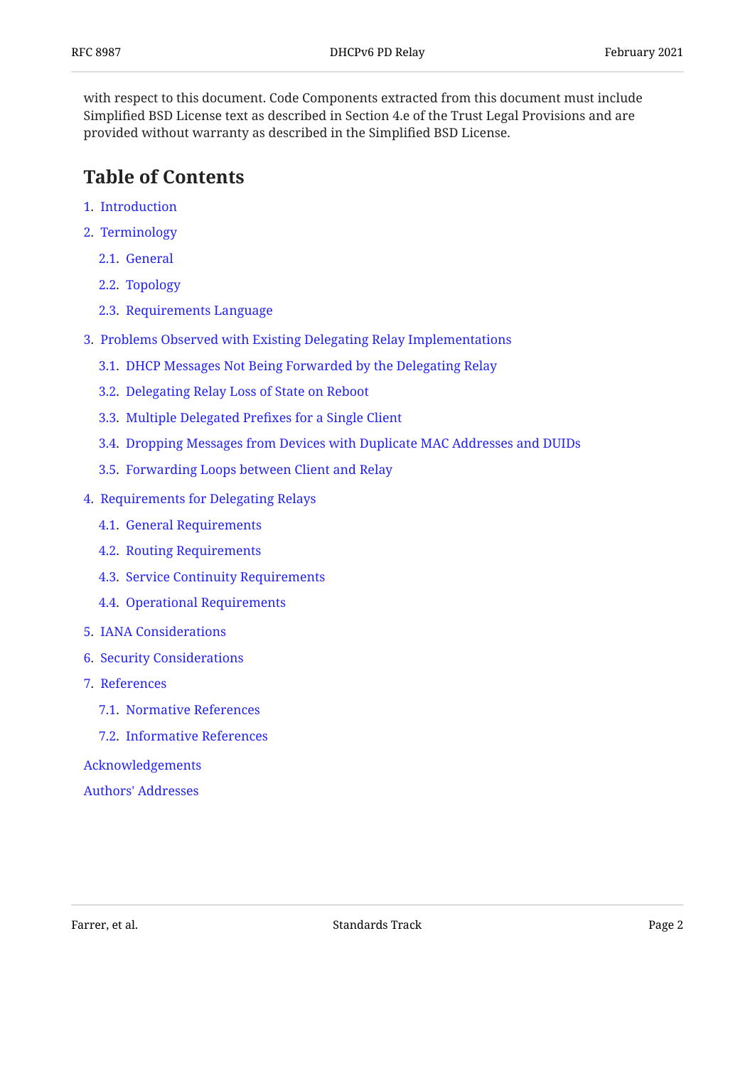with respect to this document. Code Components extracted from this document must include Simplified BSD License text as described in Section 4.e of the Trust Legal Provisions and are provided without warranty as described in the Simplified BSD License.

## Table of Contents

1. Introduction
2. Terminology
   - 2.1. General
   - 2.2. Topology
   - 2.3. Requirements Language
3. Problems Observed with Existing Delegating Relay Implementations
   - 3.1. DHCP Messages Not Being Forwarded by the Delegating Relay
   - 3.2. Delegating Relay Loss of State on Reboot
   - 3.3. Multiple Delegated Prefixes for a Single Client
   - 3.4. Dropping Messages from Devices with Duplicate MAC Addresses and DUIDs
   - 3.5. Forwarding Loops between Client and Relay
4. Requirements for Delegating Relays
   - 4.1. General Requirements
   - 4.2. Routing Requirements
   - 4.3. Service Continuity Requirements
   - 4.4. Operational Requirements
5. IANA Considerations
6. Security Considerations
7. References
   - 7.1. Normative References
   - 7.2. Informative References

Acknowledgements

Authors' Addresses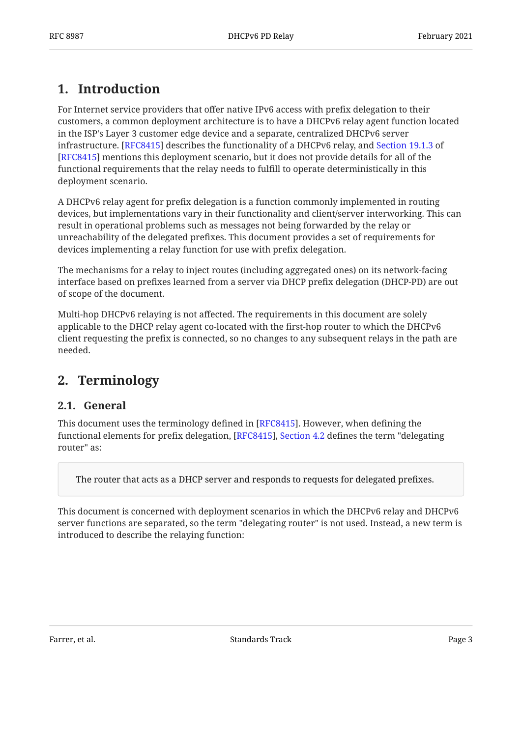# 1. Introduction

For Internet service providers that offer native IPv6 access with prefix delegation to their customers, a common deployment architecture is to have a DHCPv6 relay agent function located in the ISP's Layer 3 customer edge device and a separate, centralized DHCPv6 server infrastructure. [RFC8415] describes the functionality of a DHCPv6 relay, and Section 19.1.3 of [RFC8415] mentions this deployment scenario, but it does not provide details for all of the functional requirements that the relay needs to fulfill to operate deterministically in this deployment scenario.

A DHCPv6 relay agent for prefix delegation is a function commonly implemented in routing devices, but implementations vary in their functionality and client/server interworking. This can result in operational problems such as messages not being forwarded by the relay or unreachability of the delegated prefixes. This document provides a set of requirements for devices implementing a relay function for use with prefix delegation.

The mechanisms for a relay to inject routes (including aggregated ones) on its network-facing interface based on prefixes learned from a server via DHCP prefix delegation (DHCP-PD) are out of scope of the document.

Multi-hop DHCPv6 relaying is not affected. The requirements in this document are solely applicable to the DHCP relay agent co-located with the first-hop router to which the DHCPv6 client requesting the prefix is connected, so no changes to any subsequent relays in the path are needed.

# 2. Terminology

## 2.1. General

This document uses the terminology defined in [RFC8415]. However, when defining the functional elements for prefix delegation, [RFC8415], Section 4.2 defines the term "delegating router" as:

> The router that acts as a DHCP server and responds to requests for delegated prefixes.

This document is concerned with deployment scenarios in which the DHCPv6 relay and DHCPv6 server functions are separated, so the term "delegating router" is not used. Instead, a new term is introduced to describe the relaying function: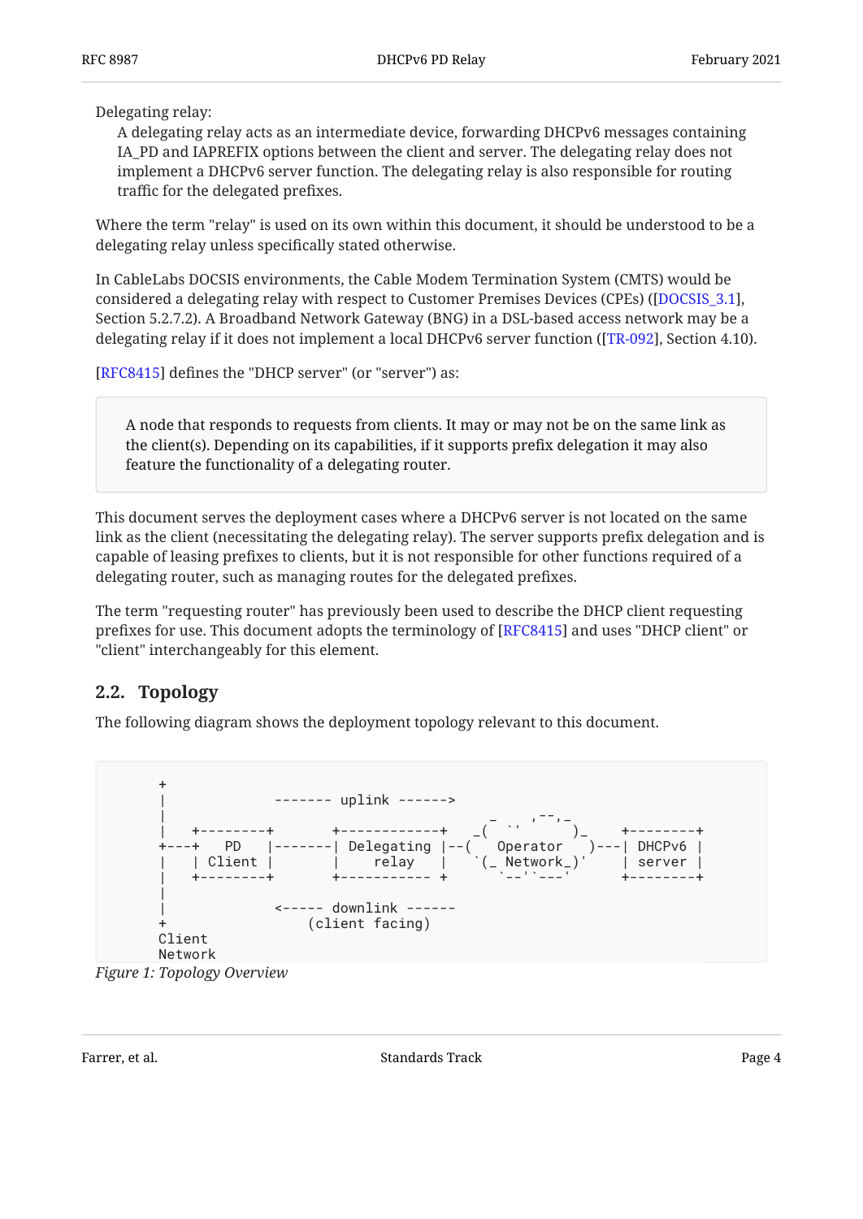Delegating relay:

A delegating relay acts as an intermediate device, forwarding DHCPv6 messages containing IA_PD and IAPREFIX options between the client and server. The delegating relay does not implement a DHCPv6 server function. The delegating relay is also responsible for routing traffic for the delegated prefixes.

Where the term "relay" is used on its own within this document, it should be understood to be a delegating relay unless specifically stated otherwise.

In CableLabs DOCSIS environments, the Cable Modem Termination System (CMTS) would be considered a delegating relay with respect to Customer Premises Devices (CPEs) ([DOCSIS_3.1], Section 5.2.7.2). A Broadband Network Gateway (BNG) in a DSL-based access network may be a delegating relay if it does not implement a local DHCPv6 server function ([TR-092], Section 4.10).

[RFC8415] defines the "DHCP server" (or "server") as:

> A node that responds to requests from clients. It may or may not be on the same link as the client(s). Depending on its capabilities, if it supports prefix delegation it may also feature the functionality of a delegating router.

This document serves the deployment cases where a DHCPv6 server is not located on the same link as the client (necessitating the delegating relay). The server supports prefix delegation and is capable of leasing prefixes to clients, but it is not responsible for other functions required of a delegating router, such as managing routes for the delegated prefixes.

The term "requesting router" has previously been used to describe the DHCP client requesting prefixes for use. This document adopts the terminology of [RFC8415] and uses "DHCP client" or "client" interchangeably for this element.

## 2.2. Topology

The following diagram shows the deployment topology relevant to this document.

```
+
|             ------- uplink ------>
|                                      _  .  ,--,_
|   +--------+       +------------+   _(  `'       )_    +--------+
+---+   PD   |-------| Delegating |--(    Operator    )---| DHCPv6 |
|   | Client |       |    relay   |   `(_ Network_)'     | server |
|   +--------+       +----------- +     `--'`---'        +--------+
|
|             <----- downlink ------
+                 (client facing)
Client
Network
```

*Figure 1: Topology Overview*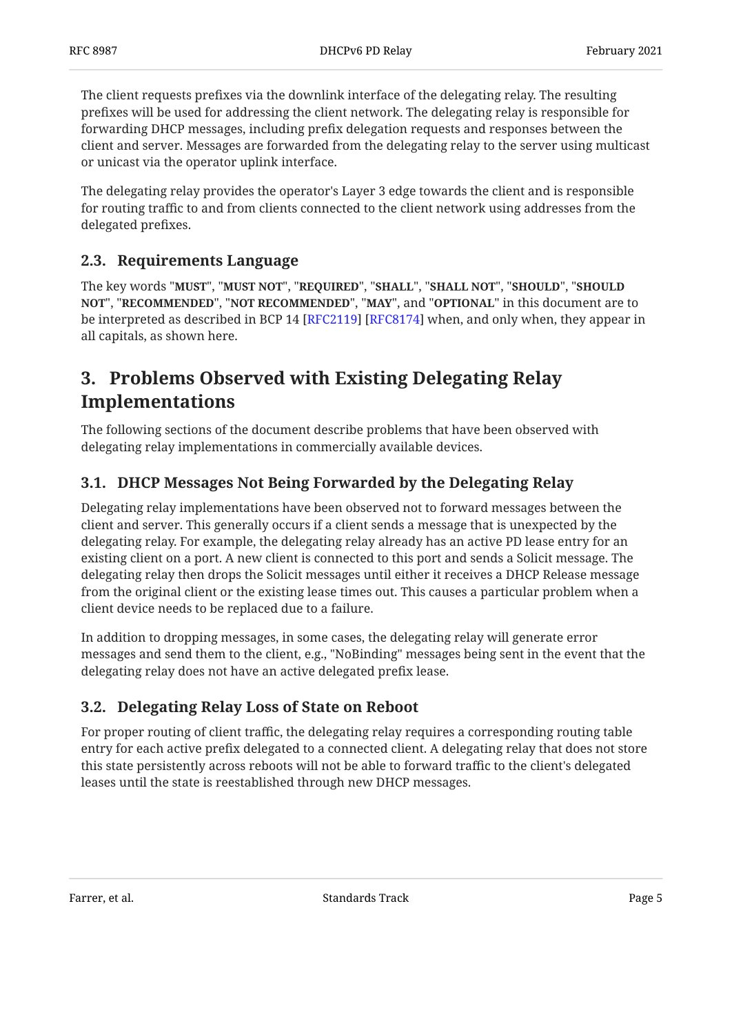The client requests prefixes via the downlink interface of the delegating relay. The resulting prefixes will be used for addressing the client network. The delegating relay is responsible for forwarding DHCP messages, including prefix delegation requests and responses between the client and server. Messages are forwarded from the delegating relay to the server using multicast or unicast via the operator uplink interface.

The delegating relay provides the operator's Layer 3 edge towards the client and is responsible for routing traffic to and from clients connected to the client network using addresses from the delegated prefixes.

### 2.3. Requirements Language

The key words "**MUST**", "**MUST NOT**", "**REQUIRED**", "**SHALL**", "**SHALL NOT**", "**SHOULD**", "**SHOULD NOT**", "**RECOMMENDED**", "**NOT RECOMMENDED**", "**MAY**", and "**OPTIONAL**" in this document are to be interpreted as described in BCP 14 [RFC2119] [RFC8174] when, and only when, they appear in all capitals, as shown here.

## 3. Problems Observed with Existing Delegating Relay Implementations

The following sections of the document describe problems that have been observed with delegating relay implementations in commercially available devices.

### 3.1. DHCP Messages Not Being Forwarded by the Delegating Relay

Delegating relay implementations have been observed not to forward messages between the client and server. This generally occurs if a client sends a message that is unexpected by the delegating relay. For example, the delegating relay already has an active PD lease entry for an existing client on a port. A new client is connected to this port and sends a Solicit message. The delegating relay then drops the Solicit messages until either it receives a DHCP Release message from the original client or the existing lease times out. This causes a particular problem when a client device needs to be replaced due to a failure.

In addition to dropping messages, in some cases, the delegating relay will generate error messages and send them to the client, e.g., "NoBinding" messages being sent in the event that the delegating relay does not have an active delegated prefix lease.

### 3.2. Delegating Relay Loss of State on Reboot

For proper routing of client traffic, the delegating relay requires a corresponding routing table entry for each active prefix delegated to a connected client. A delegating relay that does not store this state persistently across reboots will not be able to forward traffic to the client's delegated leases until the state is reestablished through new DHCP messages.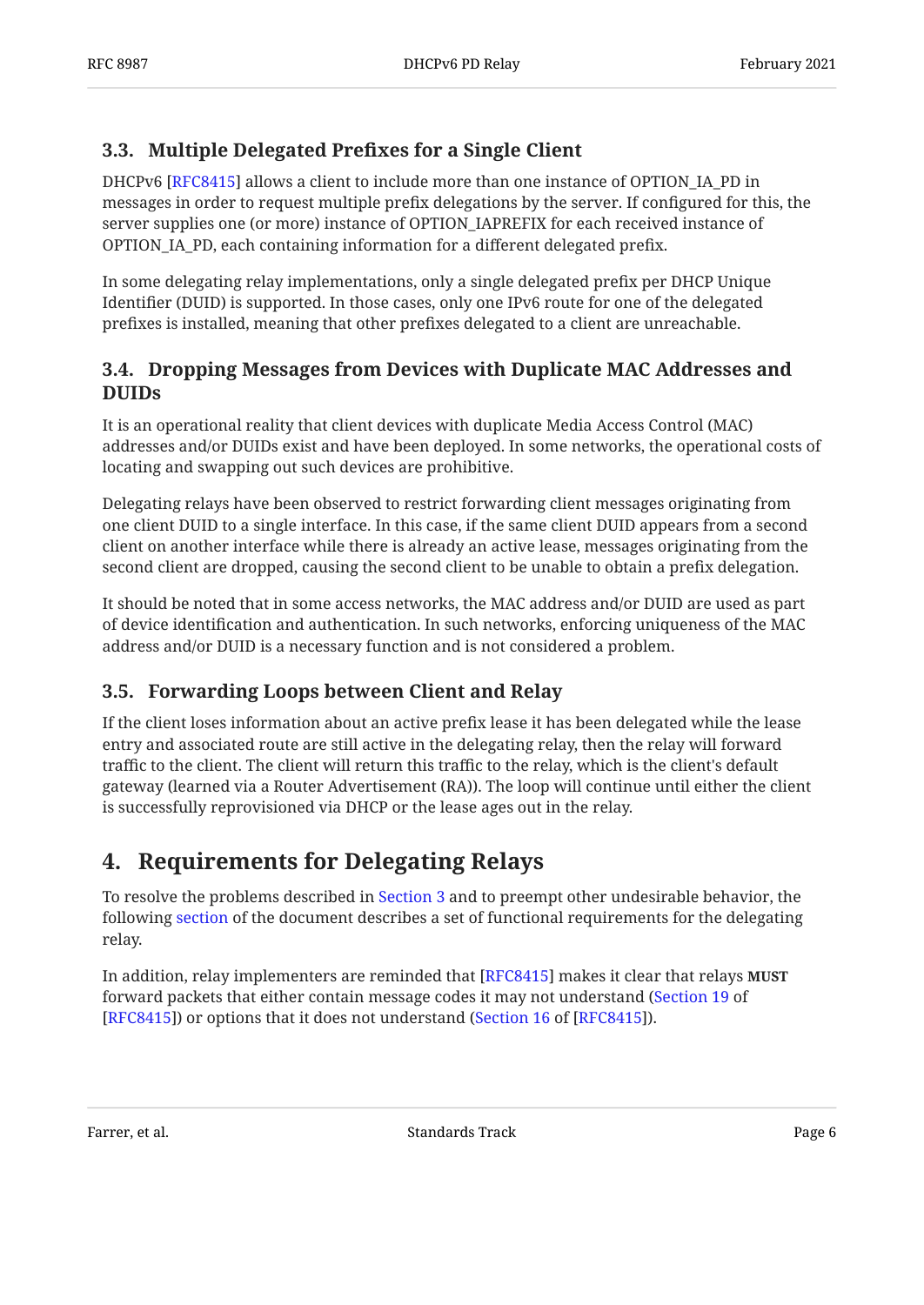### 3.3. Multiple Delegated Prefixes for a Single Client

DHCPv6 [RFC8415] allows a client to include more than one instance of OPTION_IA_PD in messages in order to request multiple prefix delegations by the server. If configured for this, the server supplies one (or more) instance of OPTION_IAPREFIX for each received instance of OPTION_IA_PD, each containing information for a different delegated prefix.

In some delegating relay implementations, only a single delegated prefix per DHCP Unique Identifier (DUID) is supported. In those cases, only one IPv6 route for one of the delegated prefixes is installed, meaning that other prefixes delegated to a client are unreachable.

### 3.4. Dropping Messages from Devices with Duplicate MAC Addresses and DUIDs

It is an operational reality that client devices with duplicate Media Access Control (MAC) addresses and/or DUIDs exist and have been deployed. In some networks, the operational costs of locating and swapping out such devices are prohibitive.

Delegating relays have been observed to restrict forwarding client messages originating from one client DUID to a single interface. In this case, if the same client DUID appears from a second client on another interface while there is already an active lease, messages originating from the second client are dropped, causing the second client to be unable to obtain a prefix delegation.

It should be noted that in some access networks, the MAC address and/or DUID are used as part of device identification and authentication. In such networks, enforcing uniqueness of the MAC address and/or DUID is a necessary function and is not considered a problem.

### 3.5. Forwarding Loops between Client and Relay

If the client loses information about an active prefix lease it has been delegated while the lease entry and associated route are still active in the delegating relay, then the relay will forward traffic to the client. The client will return this traffic to the relay, which is the client's default gateway (learned via a Router Advertisement (RA)). The loop will continue until either the client is successfully reprovisioned via DHCP or the lease ages out in the relay.

## 4. Requirements for Delegating Relays

To resolve the problems described in Section 3 and to preempt other undesirable behavior, the following section of the document describes a set of functional requirements for the delegating relay.

In addition, relay implementers are reminded that [RFC8415] makes it clear that relays **MUST** forward packets that either contain message codes it may not understand (Section 19 of [RFC8415]) or options that it does not understand (Section 16 of [RFC8415]).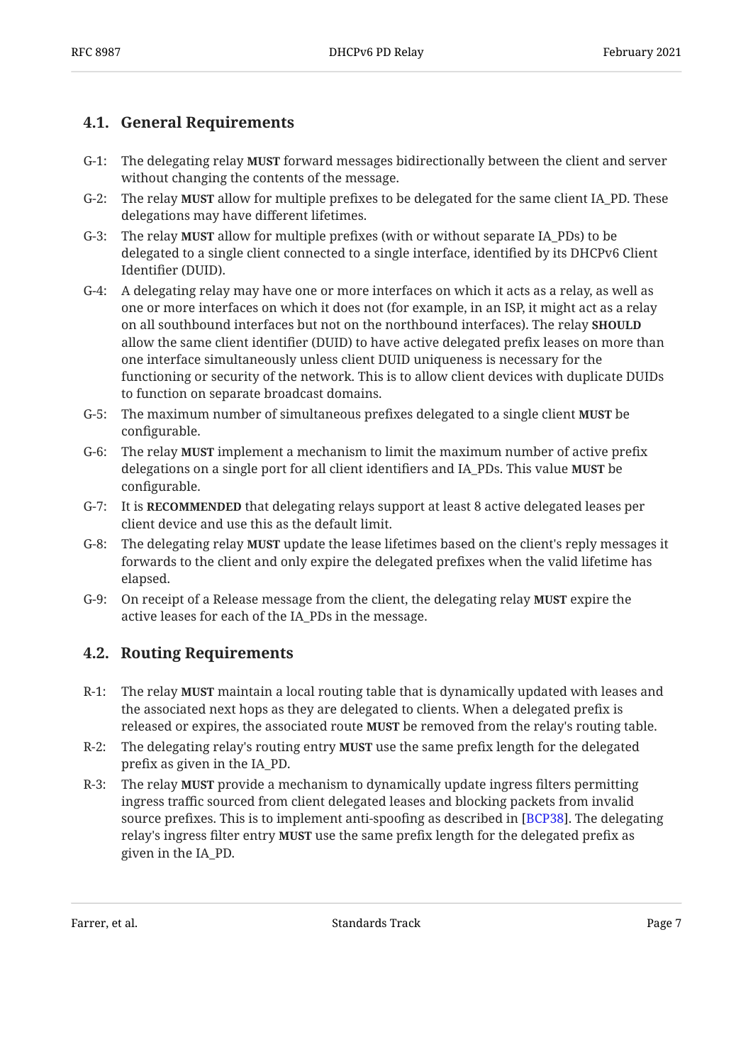## 4.1. General Requirements

G-1: The delegating relay **MUST** forward messages bidirectionally between the client and server without changing the contents of the message.

G-2: The relay **MUST** allow for multiple prefixes to be delegated for the same client IA_PD. These delegations may have different lifetimes.

G-3: The relay **MUST** allow for multiple prefixes (with or without separate IA_PDs) to be delegated to a single client connected to a single interface, identified by its DHCPv6 Client Identifier (DUID).

G-4: A delegating relay may have one or more interfaces on which it acts as a relay, as well as one or more interfaces on which it does not (for example, in an ISP, it might act as a relay on all southbound interfaces but not on the northbound interfaces). The relay **SHOULD** allow the same client identifier (DUID) to have active delegated prefix leases on more than one interface simultaneously unless client DUID uniqueness is necessary for the functioning or security of the network. This is to allow client devices with duplicate DUIDs to function on separate broadcast domains.

G-5: The maximum number of simultaneous prefixes delegated to a single client **MUST** be configurable.

G-6: The relay **MUST** implement a mechanism to limit the maximum number of active prefix delegations on a single port for all client identifiers and IA_PDs. This value **MUST** be configurable.

G-7: It is **RECOMMENDED** that delegating relays support at least 8 active delegated leases per client device and use this as the default limit.

G-8: The delegating relay **MUST** update the lease lifetimes based on the client's reply messages it forwards to the client and only expire the delegated prefixes when the valid lifetime has elapsed.

G-9: On receipt of a Release message from the client, the delegating relay **MUST** expire the active leases for each of the IA_PDs in the message.

## 4.2. Routing Requirements

R-1: The relay **MUST** maintain a local routing table that is dynamically updated with leases and the associated next hops as they are delegated to clients. When a delegated prefix is released or expires, the associated route **MUST** be removed from the relay's routing table.

R-2: The delegating relay's routing entry **MUST** use the same prefix length for the delegated prefix as given in the IA_PD.

R-3: The relay **MUST** provide a mechanism to dynamically update ingress filters permitting ingress traffic sourced from client delegated leases and blocking packets from invalid source prefixes. This is to implement anti-spoofing as described in [BCP38]. The delegating relay's ingress filter entry **MUST** use the same prefix length for the delegated prefix as given in the IA_PD.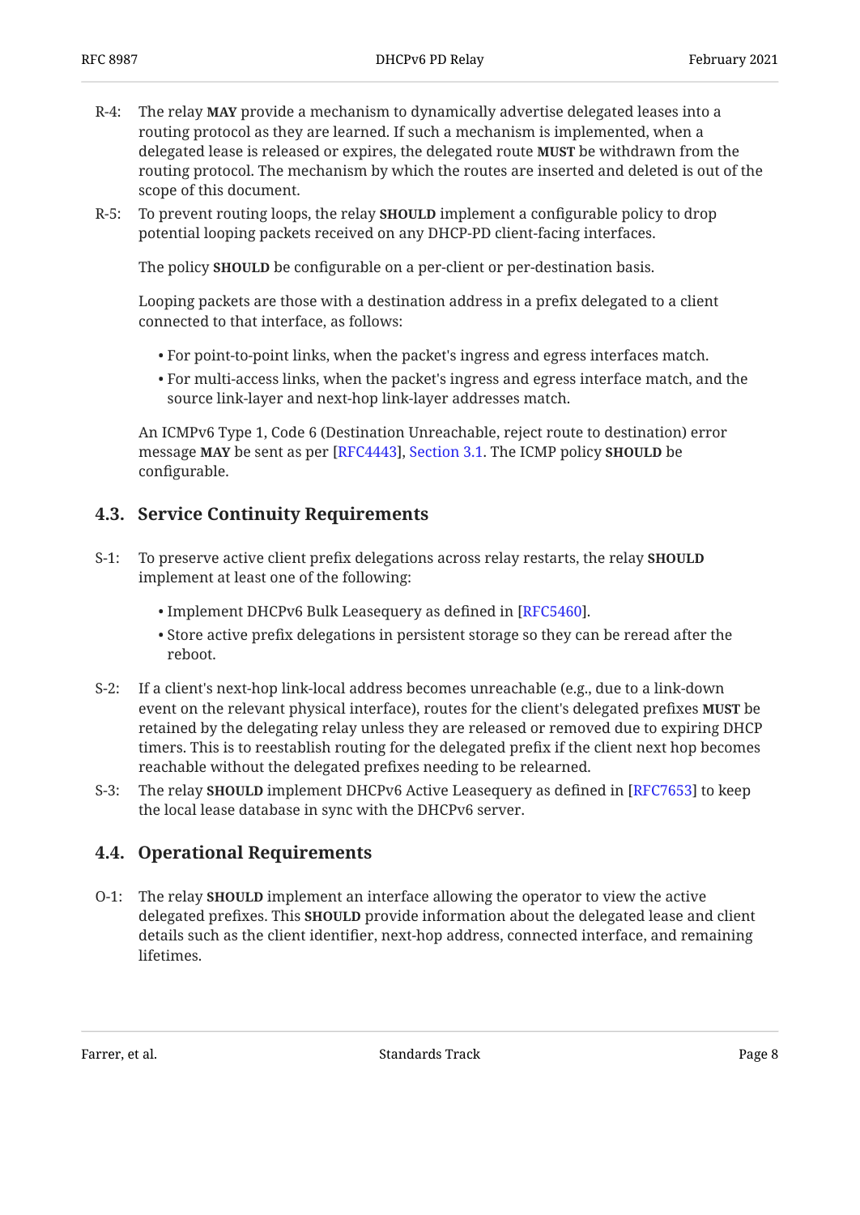R-4: The relay **MAY** provide a mechanism to dynamically advertise delegated leases into a routing protocol as they are learned. If such a mechanism is implemented, when a delegated lease is released or expires, the delegated route **MUST** be withdrawn from the routing protocol. The mechanism by which the routes are inserted and deleted is out of the scope of this document.

R-5: To prevent routing loops, the relay **SHOULD** implement a configurable policy to drop potential looping packets received on any DHCP-PD client-facing interfaces.

The policy **SHOULD** be configurable on a per-client or per-destination basis.

Looping packets are those with a destination address in a prefix delegated to a client connected to that interface, as follows:

- For point-to-point links, when the packet's ingress and egress interfaces match.
- For multi-access links, when the packet's ingress and egress interface match, and the source link-layer and next-hop link-layer addresses match.

An ICMPv6 Type 1, Code 6 (Destination Unreachable, reject route to destination) error message **MAY** be sent as per [RFC4443], Section 3.1. The ICMP policy **SHOULD** be configurable.

## 4.3. Service Continuity Requirements

S-1: To preserve active client prefix delegations across relay restarts, the relay **SHOULD** implement at least one of the following:

- Implement DHCPv6 Bulk Leasequery as defined in [RFC5460].
- Store active prefix delegations in persistent storage so they can be reread after the reboot.

S-2: If a client's next-hop link-local address becomes unreachable (e.g., due to a link-down event on the relevant physical interface), routes for the client's delegated prefixes **MUST** be retained by the delegating relay unless they are released or removed due to expiring DHCP timers. This is to reestablish routing for the delegated prefix if the client next hop becomes reachable without the delegated prefixes needing to be relearned.

S-3: The relay **SHOULD** implement DHCPv6 Active Leasequery as defined in [RFC7653] to keep the local lease database in sync with the DHCPv6 server.

## 4.4. Operational Requirements

O-1: The relay **SHOULD** implement an interface allowing the operator to view the active delegated prefixes. This **SHOULD** provide information about the delegated lease and client details such as the client identifier, next-hop address, connected interface, and remaining lifetimes.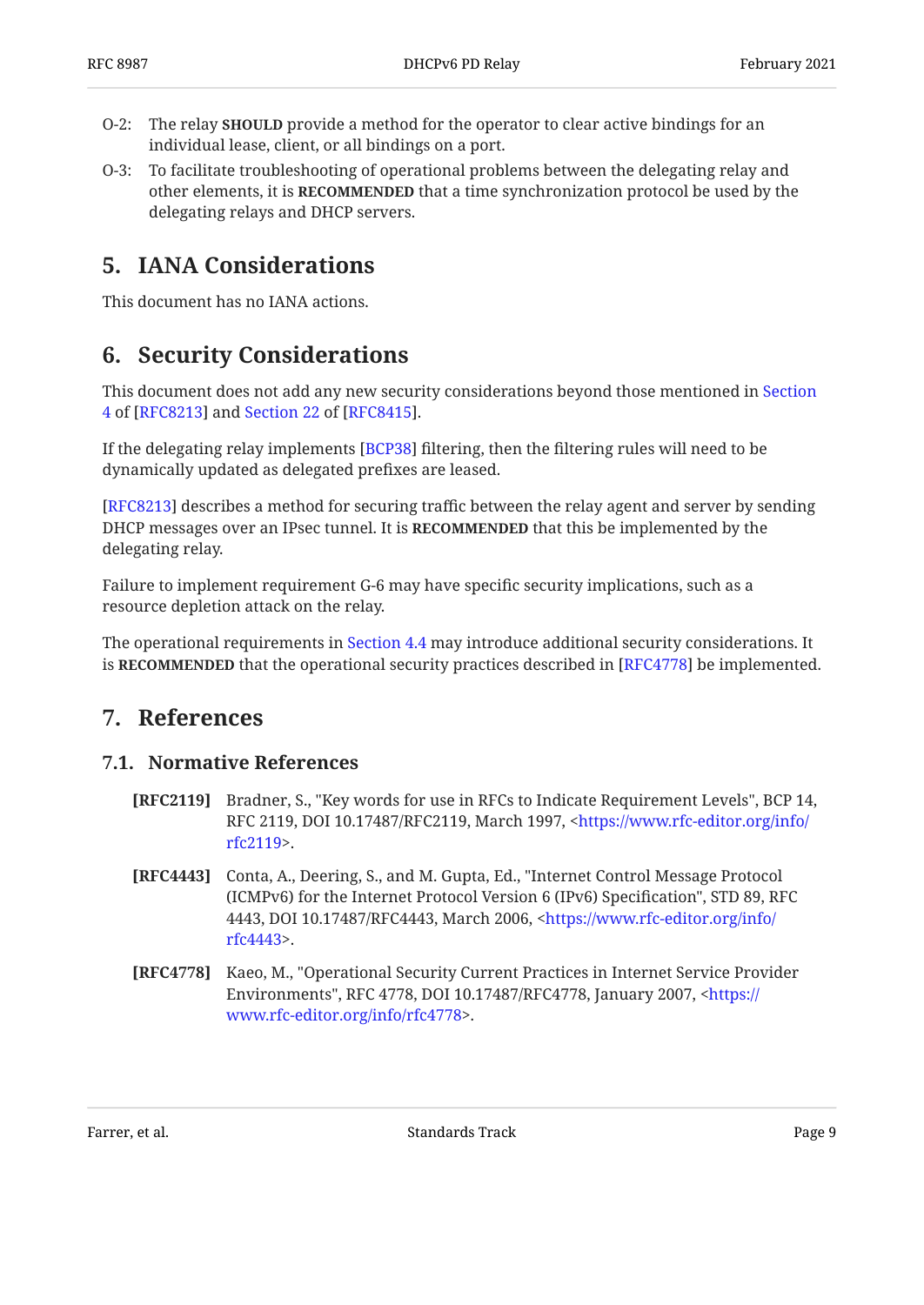O-2: The relay **SHOULD** provide a method for the operator to clear active bindings for an individual lease, client, or all bindings on a port.

O-3: To facilitate troubleshooting of operational problems between the delegating relay and other elements, it is **RECOMMENDED** that a time synchronization protocol be used by the delegating relays and DHCP servers.

## 5. IANA Considerations

This document has no IANA actions.

## 6. Security Considerations

This document does not add any new security considerations beyond those mentioned in Section 4 of [RFC8213] and Section 22 of [RFC8415].

If the delegating relay implements [BCP38] filtering, then the filtering rules will need to be dynamically updated as delegated prefixes are leased.

[RFC8213] describes a method for securing traffic between the relay agent and server by sending DHCP messages over an IPsec tunnel. It is **RECOMMENDED** that this be implemented by the delegating relay.

Failure to implement requirement G-6 may have specific security implications, such as a resource depletion attack on the relay.

The operational requirements in Section 4.4 may introduce additional security considerations. It is **RECOMMENDED** that the operational security practices described in [RFC4778] be implemented.

## 7. References

### 7.1. Normative References

**[RFC2119]** Bradner, S., "Key words for use in RFCs to Indicate Requirement Levels", BCP 14, RFC 2119, DOI 10.17487/RFC2119, March 1997, <https://www.rfc-editor.org/info/rfc2119>.

**[RFC4443]** Conta, A., Deering, S., and M. Gupta, Ed., "Internet Control Message Protocol (ICMPv6) for the Internet Protocol Version 6 (IPv6) Specification", STD 89, RFC 4443, DOI 10.17487/RFC4443, March 2006, <https://www.rfc-editor.org/info/rfc4443>.

**[RFC4778]** Kaeo, M., "Operational Security Current Practices in Internet Service Provider Environments", RFC 4778, DOI 10.17487/RFC4778, January 2007, <https://www.rfc-editor.org/info/rfc4778>.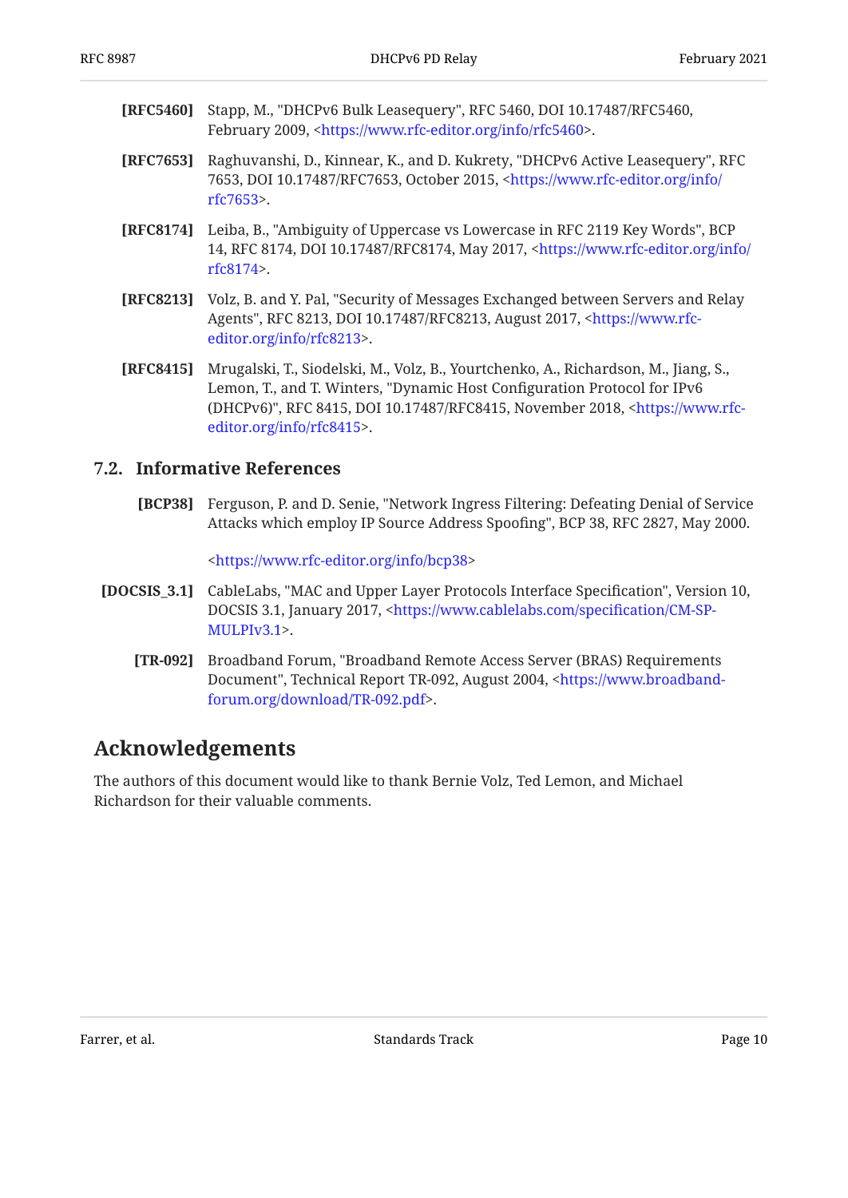**[RFC5460]** Stapp, M., "DHCPv6 Bulk Leasequery", RFC 5460, DOI 10.17487/RFC5460, February 2009, <https://www.rfc-editor.org/info/rfc5460>.

**[RFC7653]** Raghuvanshi, D., Kinnear, K., and D. Kukrety, "DHCPv6 Active Leasequery", RFC 7653, DOI 10.17487/RFC7653, October 2015, <https://www.rfc-editor.org/info/rfc7653>.

**[RFC8174]** Leiba, B., "Ambiguity of Uppercase vs Lowercase in RFC 2119 Key Words", BCP 14, RFC 8174, DOI 10.17487/RFC8174, May 2017, <https://www.rfc-editor.org/info/rfc8174>.

**[RFC8213]** Volz, B. and Y. Pal, "Security of Messages Exchanged between Servers and Relay Agents", RFC 8213, DOI 10.17487/RFC8213, August 2017, <https://www.rfc-editor.org/info/rfc8213>.

**[RFC8415]** Mrugalski, T., Siodelski, M., Volz, B., Yourtchenko, A., Richardson, M., Jiang, S., Lemon, T., and T. Winters, "Dynamic Host Configuration Protocol for IPv6 (DHCPv6)", RFC 8415, DOI 10.17487/RFC8415, November 2018, <https://www.rfc-editor.org/info/rfc8415>.

### 7.2. Informative References

**[BCP38]** Ferguson, P. and D. Senie, "Network Ingress Filtering: Defeating Denial of Service Attacks which employ IP Source Address Spoofing", BCP 38, RFC 2827, May 2000.

<https://www.rfc-editor.org/info/bcp38>

**[DOCSIS_3.1]** CableLabs, "MAC and Upper Layer Protocols Interface Specification", Version 10, DOCSIS 3.1, January 2017, <https://www.cablelabs.com/specification/CM-SP-MULPIv3.1>.

**[TR-092]** Broadband Forum, "Broadband Remote Access Server (BRAS) Requirements Document", Technical Report TR-092, August 2004, <https://www.broadband-forum.org/download/TR-092.pdf>.

## Acknowledgements

The authors of this document would like to thank Bernie Volz, Ted Lemon, and Michael Richardson for their valuable comments.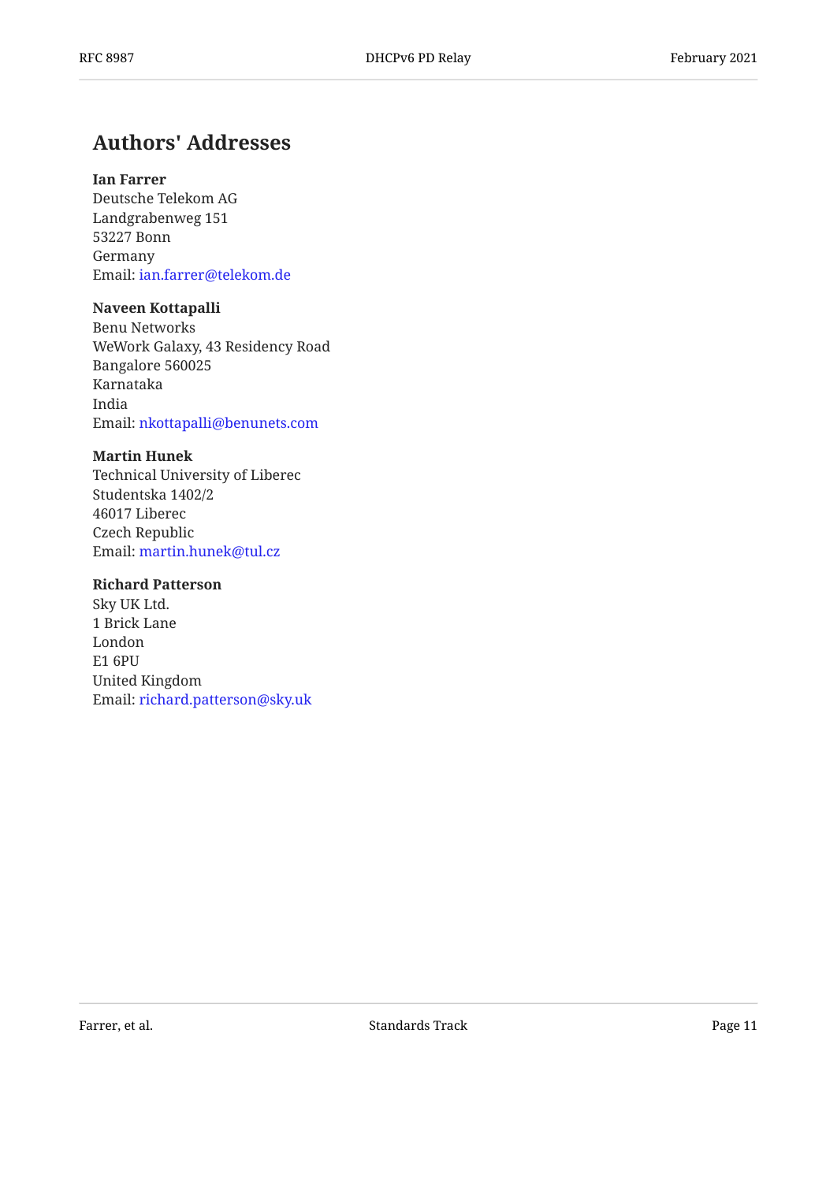## Authors' Addresses

**Ian Farrer**
Deutsche Telekom AG
Landgrabenweg 151
53227 Bonn
Germany
Email: ian.farrer@telekom.de

**Naveen Kottapalli**
Benu Networks
WeWork Galaxy, 43 Residency Road
Bangalore 560025
Karnataka
India
Email: nkottapalli@benunets.com

**Martin Hunek**
Technical University of Liberec
Studentska 1402/2
46017 Liberec
Czech Republic
Email: martin.hunek@tul.cz

**Richard Patterson**
Sky UK Ltd.
1 Brick Lane
London
E1 6PU
United Kingdom
Email: richard.patterson@sky.uk